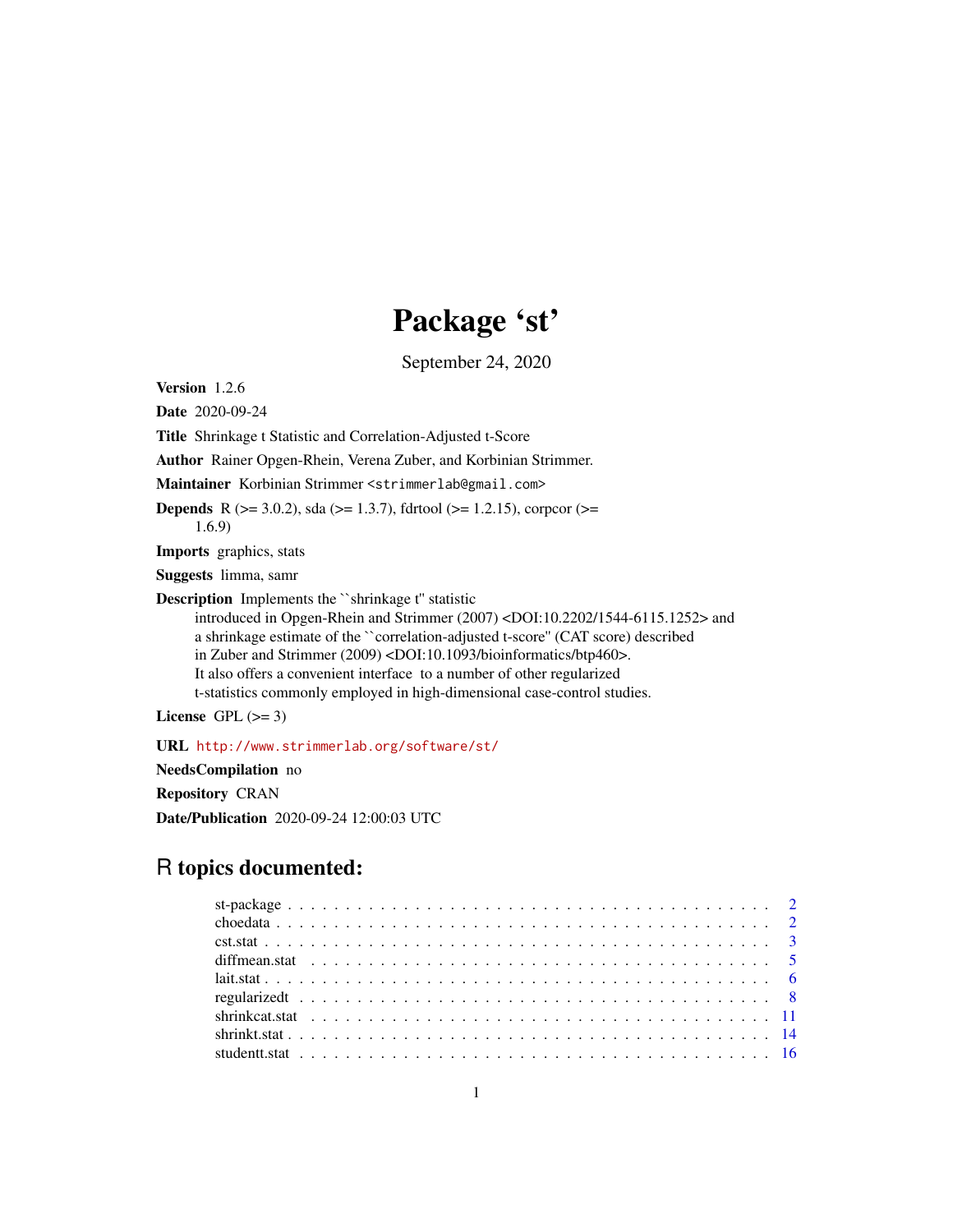# Package 'st'

September 24, 2020

**Version** 1.2.6

**Date** 2020-09-24

**Title** Shrinkage t Statistic and Correlation-Adjusted t-Score

**Author** Rainer Opgen-Rhein, Verena Zuber, and Korbinian Strimmer.

**Maintainer** Korbinian Strimmer <strimmerlab@gmail.com>

**Depends** R (>= 3.0.2), sda (>= 1.3.7), fdrtool (>= 1.2.15), corpcor (>= 1.6.9)

**Imports** graphics, stats

**Suggests** limma, samr

**Description** Implements the ``shrinkage t'' statistic introduced in Opgen-Rhein and Strimmer (2007) <DOI:10.2202/1544-6115.1252> and a shrinkage estimate of the ``correlation-adjusted t-score'' (CAT score) described in Zuber and Strimmer (2009) <DOI:10.1093/bioinformatics/btp460>. It also offers a convenient interface to a number of other regularized t-statistics commonly employed in high-dimensional case-control studies.

**License** GPL (>= 3)

**URL** http://www.strimmerlab.org/software/st/

**NeedsCompilation** no

**Repository** CRAN

**Date/Publication** 2020-09-24 12:00:03 UTC

## R topics documented:

- st-package . . . . . . . . . . . . . . . . . . . . . . . . . . . . . . . . . . . . . . . . 2
- choedata . . . . . . . . . . . . . . . . . . . . . . . . . . . . . . . . . . . . . . . . 2
- cst.stat . . . . . . . . . . . . . . . . . . . . . . . . . . . . . . . . . . . . . . . . 3
- diffmean.stat . . . . . . . . . . . . . . . . . . . . . . . . . . . . . . . . . . . . . . . . 5
- lait.stat . . . . . . . . . . . . . . . . . . . . . . . . . . . . . . . . . . . . . . . . 6
- regularizedt . . . . . . . . . . . . . . . . . . . . . . . . . . . . . . . . . . . . . . . . 8
- shrinkcat.stat . . . . . . . . . . . . . . . . . . . . . . . . . . . . . . . . . . . . . . . . 11
- shrinkt.stat . . . . . . . . . . . . . . . . . . . . . . . . . . . . . . . . . . . . . . . . 14
- studentt.stat . . . . . . . . . . . . . . . . . . . . . . . . . . . . . . . . . . . . . . . . 16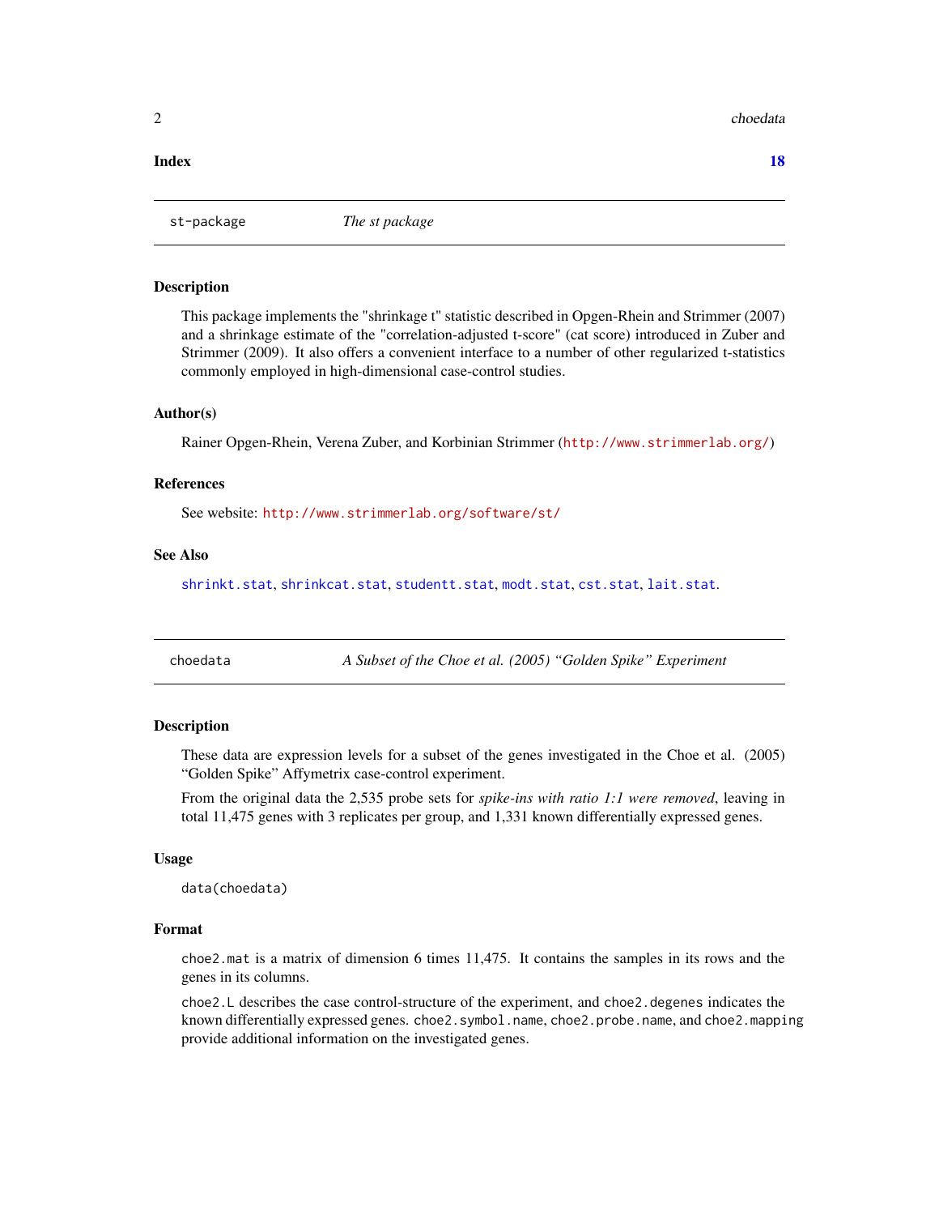**Index** **18**

---

`st-package` *The st package*

---

### Description

This package implements the "shrinkage t" statistic described in Opgen-Rhein and Strimmer (2007) and a shrinkage estimate of the "correlation-adjusted t-score" (cat score) introduced in Zuber and Strimmer (2009). It also offers a convenient interface to a number of other regularized t-statistics commonly employed in high-dimensional case-control studies.

### Author(s)

Rainer Opgen-Rhein, Verena Zuber, and Korbinian Strimmer (http://www.strimmerlab.org/)

### References

See website: http://www.strimmerlab.org/software/st/

### See Also

`shrinkt.stat`, `shrinkcat.stat`, `studentt.stat`, `modt.stat`, `cst.stat`, `lait.stat`.

---

`choedata` *A Subset of the Choe et al. (2005) "Golden Spike" Experiment*

---

### Description

These data are expression levels for a subset of the genes investigated in the Choe et al. (2005) "Golden Spike" Affymetrix case-control experiment.

From the original data the 2,535 probe sets for *spike-ins with ratio 1:1 were removed*, leaving in total 11,475 genes with 3 replicates per group, and 1,331 known differentially expressed genes.

### Usage

```
data(choedata)
```

### Format

`choe2.mat` is a matrix of dimension 6 times 11,475. It contains the samples in its rows and the genes in its columns.

`choe2.L` describes the case control-structure of the experiment, and `choe2.degenes` indicates the known differentially expressed genes. `choe2.symbol.name`, `choe2.probe.name`, and `choe2.mapping` provide additional information on the investigated genes.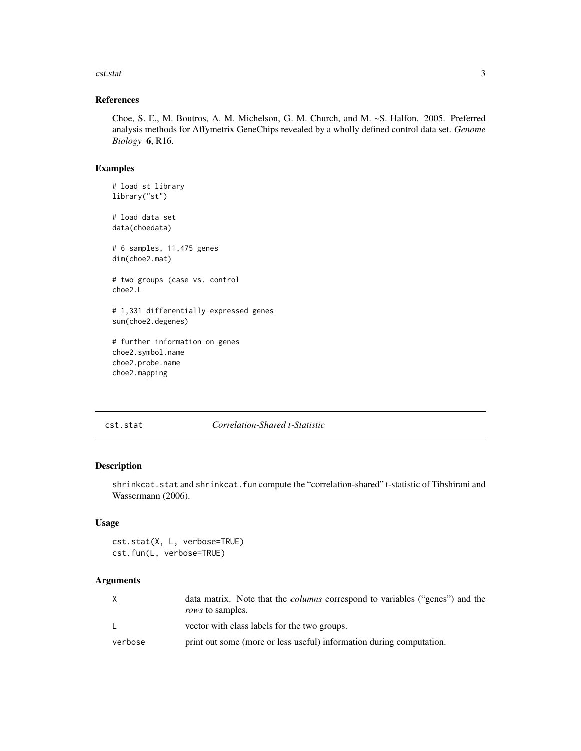## References

Choe, S. E., M. Boutros, A. M. Michelson, G. M. Church, and M. ~S. Halfon. 2005. Preferred analysis methods for Affymetrix GeneChips revealed by a wholly defined control data set. *Genome Biology* **6**, R16.

## Examples

```
# load st library
library("st")

# load data set
data(choedata)

# 6 samples, 11,475 genes
dim(choe2.mat)

# two groups (case vs. control
choe2.L

# 1,331 differentially expressed genes
sum(choe2.degenes)

# further information on genes
choe2.symbol.name
choe2.probe.name
choe2.mapping
```

---

# cst.stat *Correlation-Shared t-Statistic*

---

## Description

shrinkcat.stat and shrinkcat.fun compute the "correlation-shared" t-statistic of Tibshirani and Wassermann (2006).

## Usage

```
cst.stat(X, L, verbose=TRUE)
cst.fun(L, verbose=TRUE)
```

## Arguments

| | |
|---|---|
| X | data matrix. Note that the *columns* correspond to variables ("genes") and the *rows* to samples. |
| L | vector with class labels for the two groups. |
| verbose | print out some (more or less useful) information during computation. |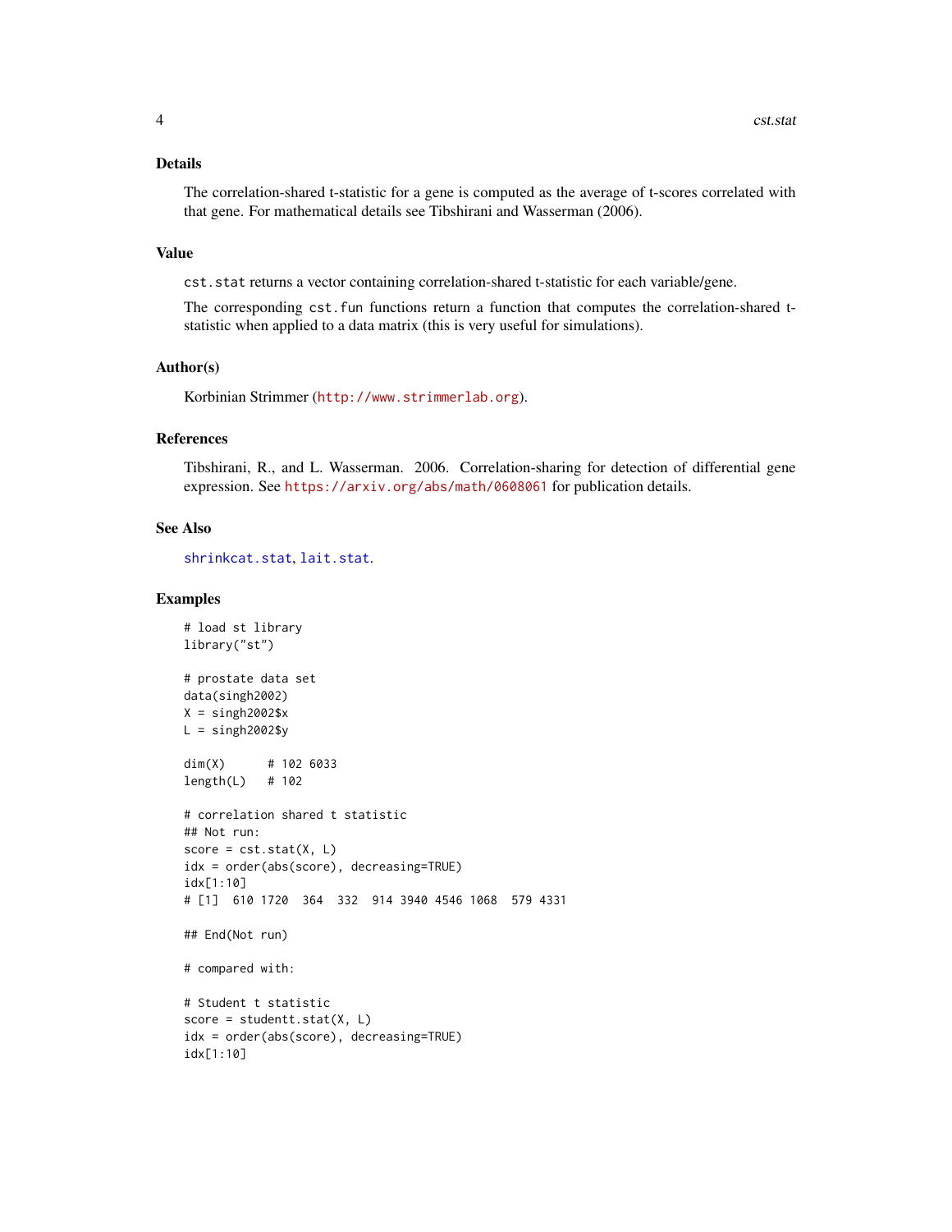### Details

The correlation-shared t-statistic for a gene is computed as the average of t-scores correlated with that gene. For mathematical details see Tibshirani and Wasserman (2006).

### Value

`cst.stat` returns a vector containing correlation-shared t-statistic for each variable/gene.

The corresponding `cst.fun` functions return a function that computes the correlation-shared t-statistic when applied to a data matrix (this is very useful for simulations).

### Author(s)

Korbinian Strimmer (http://www.strimmerlab.org).

### References

Tibshirani, R., and L. Wasserman. 2006. Correlation-sharing for detection of differential gene expression. See https://arxiv.org/abs/math/0608061 for publication details.

### See Also

`shrinkcat.stat`, `lait.stat`.

### Examples

```
# load st library
library("st")

# prostate data set
data(singh2002)
X = singh2002$x
L = singh2002$y

dim(X)      # 102 6033
length(L)   # 102

# correlation shared t statistic
## Not run:
score = cst.stat(X, L)
idx = order(abs(score), decreasing=TRUE)
idx[1:10]
# [1]  610 1720  364  332  914 3940 4546 1068  579 4331

## End(Not run)

# compared with:

# Student t statistic
score = studentt.stat(X, L)
idx = order(abs(score), decreasing=TRUE)
idx[1:10]
```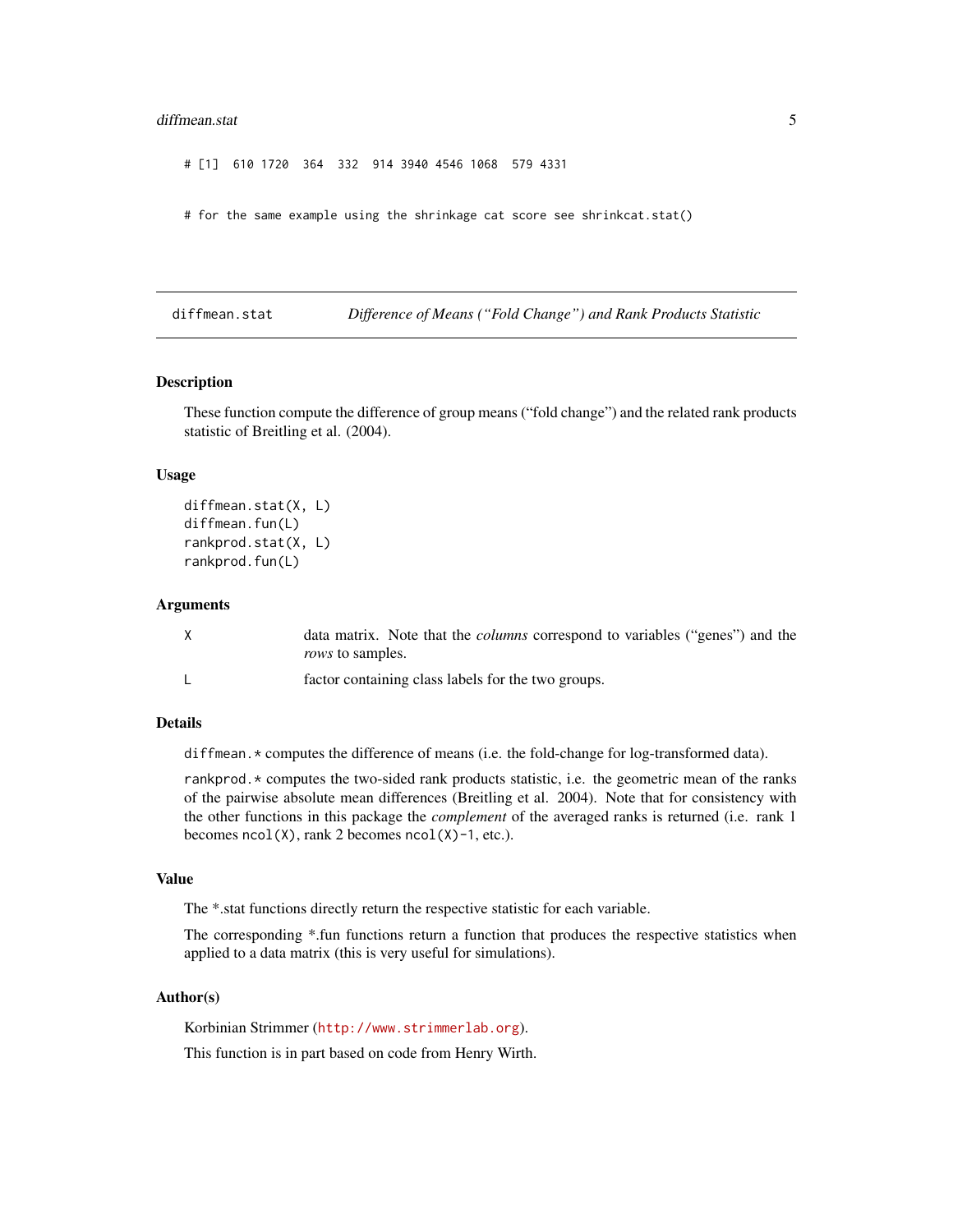```
# [1]  610 1720  364  332  914 3940 4546 1068  579 4331


# for the same example using the shrinkage cat score see shrinkcat.stat()
```

---

## diffmean.stat — *Difference of Means ("Fold Change") and Rank Products Statistic*

### Description

These function compute the difference of group means ("fold change") and the related rank products statistic of Breitling et al. (2004).

### Usage

```
diffmean.stat(X, L)
diffmean.fun(L)
rankprod.stat(X, L)
rankprod.fun(L)
```

### Arguments

| | |
|---|---|
| X | data matrix. Note that the *columns* correspond to variables ("genes") and the *rows* to samples. |
| L | factor containing class labels for the two groups. |

### Details

`diffmean.*` computes the difference of means (i.e. the fold-change for log-transformed data).

`rankprod.*` computes the two-sided rank products statistic, i.e. the geometric mean of the ranks of the pairwise absolute mean differences (Breitling et al. 2004). Note that for consistency with the other functions in this package the *complement* of the averaged ranks is returned (i.e. rank 1 becomes `ncol(X)`, rank 2 becomes `ncol(X)-1`, etc.).

### Value

The *.stat functions directly return the respective statistic for each variable.

The corresponding *.fun functions return a function that produces the respective statistics when applied to a data matrix (this is very useful for simulations).

### Author(s)

Korbinian Strimmer (http://www.strimmerlab.org).

This function is in part based on code from Henry Wirth.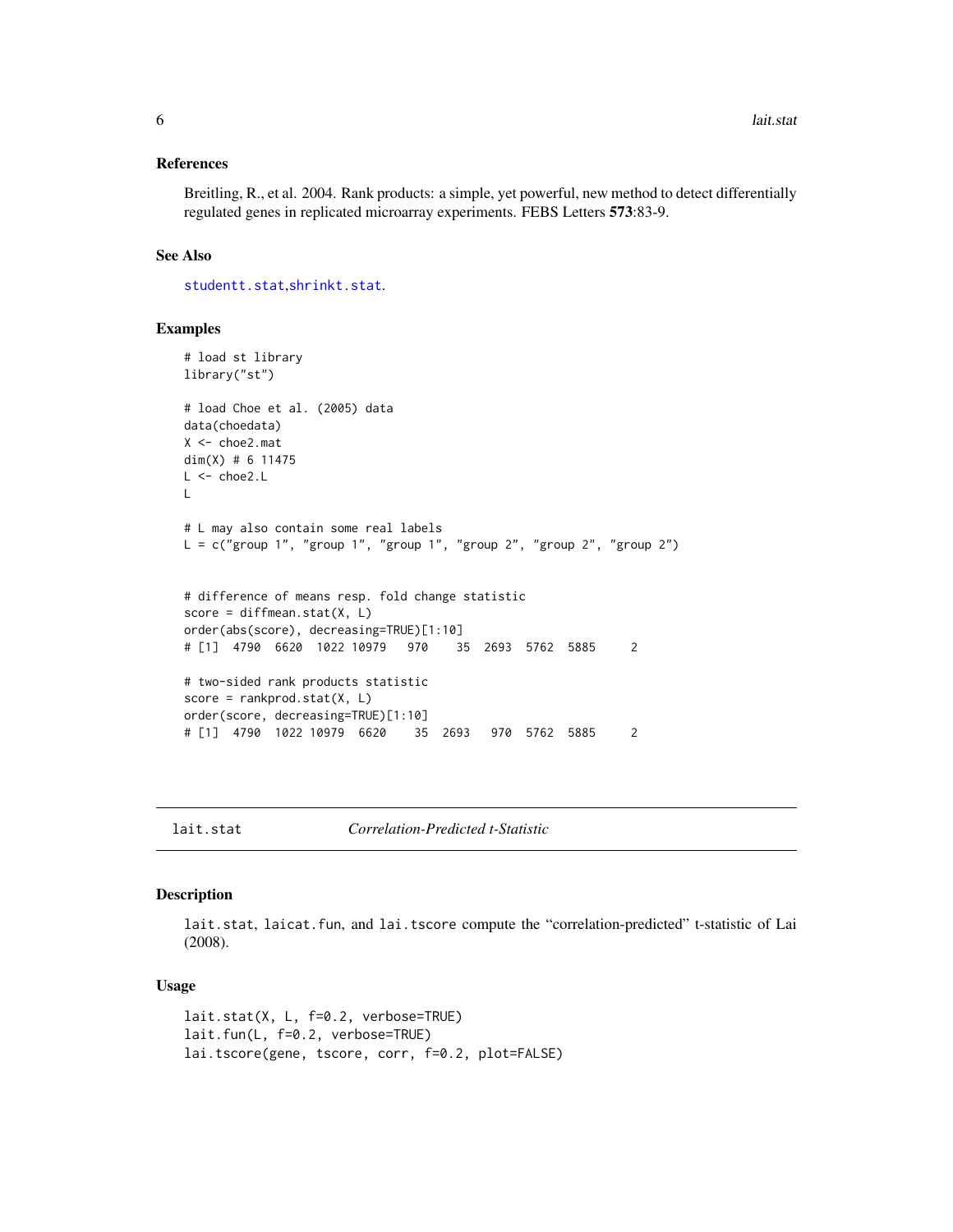### References

Breitling, R., et al. 2004. Rank products: a simple, yet powerful, new method to detect differentially regulated genes in replicated microarray experiments. FEBS Letters **573**:83-9.

### See Also

studentt.stat, shrinkt.stat.

### Examples

```
# load st library
library("st")

# load Choe et al. (2005) data
data(choedata)
X <- choe2.mat
dim(X) # 6 11475
L <- choe2.L
L

# L may also contain some real labels
L = c("group 1", "group 1", "group 1", "group 2", "group 2", "group 2")


# difference of means resp. fold change statistic
score = diffmean.stat(X, L)
order(abs(score), decreasing=TRUE)[1:10]
# [1]  4790  6620  1022 10979   970    35  2693  5762  5885     2

# two-sided rank products statistic
score = rankprod.stat(X, L)
order(score, decreasing=TRUE)[1:10]
# [1]  4790  1022 10979  6620    35  2693   970  5762  5885     2
```

---

## lait.stat — *Correlation-Predicted t-Statistic*

---

### Description

lait.stat, laicat.fun, and lai.tscore compute the "correlation-predicted" t-statistic of Lai (2008).

### Usage

```
lait.stat(X, L, f=0.2, verbose=TRUE)
lait.fun(L, f=0.2, verbose=TRUE)
lai.tscore(gene, tscore, corr, f=0.2, plot=FALSE)
```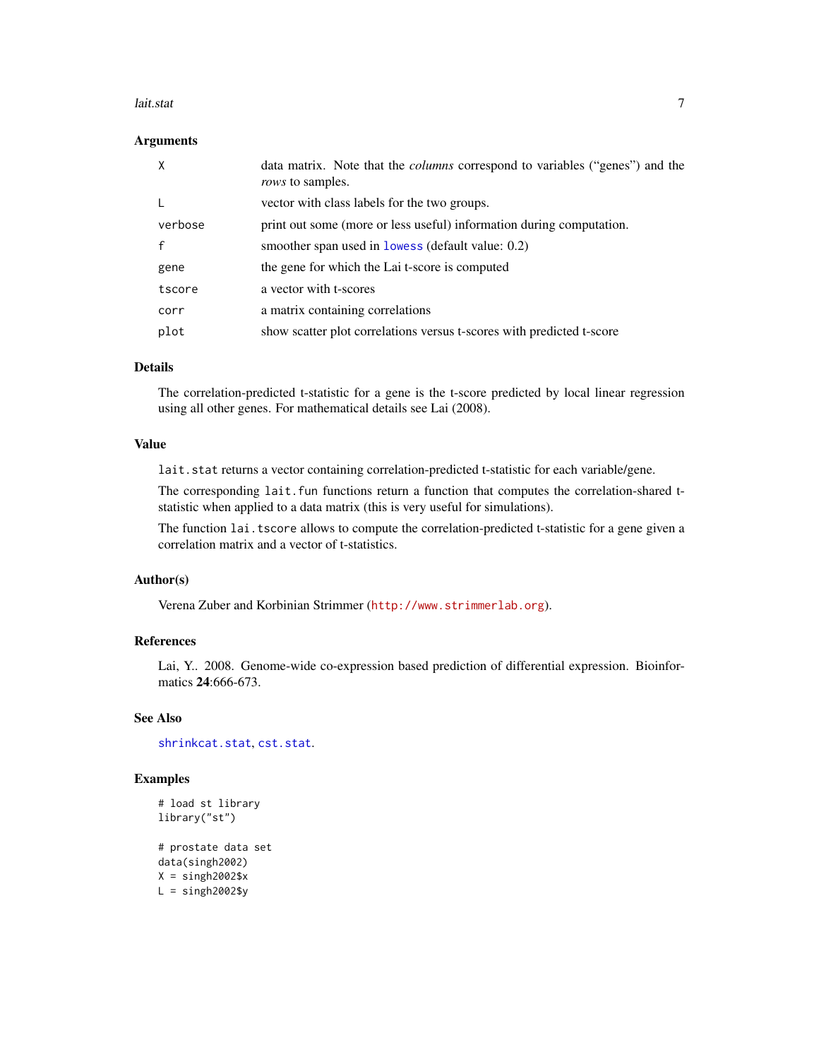### Arguments

| | |
|---|---|
| `X` | data matrix. Note that the *columns* correspond to variables ("genes") and the *rows* to samples. |
| `L` | vector with class labels for the two groups. |
| `verbose` | print out some (more or less useful) information during computation. |
| `f` | smoother span used in `lowess` (default value: 0.2) |
| `gene` | the gene for which the Lai t-score is computed |
| `tscore` | a vector with t-scores |
| `corr` | a matrix containing correlations |
| `plot` | show scatter plot correlations versus t-scores with predicted t-score |

### Details

The correlation-predicted t-statistic for a gene is the t-score predicted by local linear regression using all other genes. For mathematical details see Lai (2008).

### Value

`lait.stat` returns a vector containing correlation-predicted t-statistic for each variable/gene.

The corresponding `lait.fun` functions return a function that computes the correlation-shared t-statistic when applied to a data matrix (this is very useful for simulations).

The function `lai.tscore` allows to compute the correlation-predicted t-statistic for a gene given a correlation matrix and a vector of t-statistics.

### Author(s)

Verena Zuber and Korbinian Strimmer (`http://www.strimmerlab.org`).

### References

Lai, Y.. 2008. Genome-wide co-expression based prediction of differential expression. Bioinformatics **24**:666-673.

### See Also

`shrinkcat.stat`, `cst.stat`.

### Examples

```
# load st library
library("st")

# prostate data set
data(singh2002)
X = singh2002$x
L = singh2002$y
```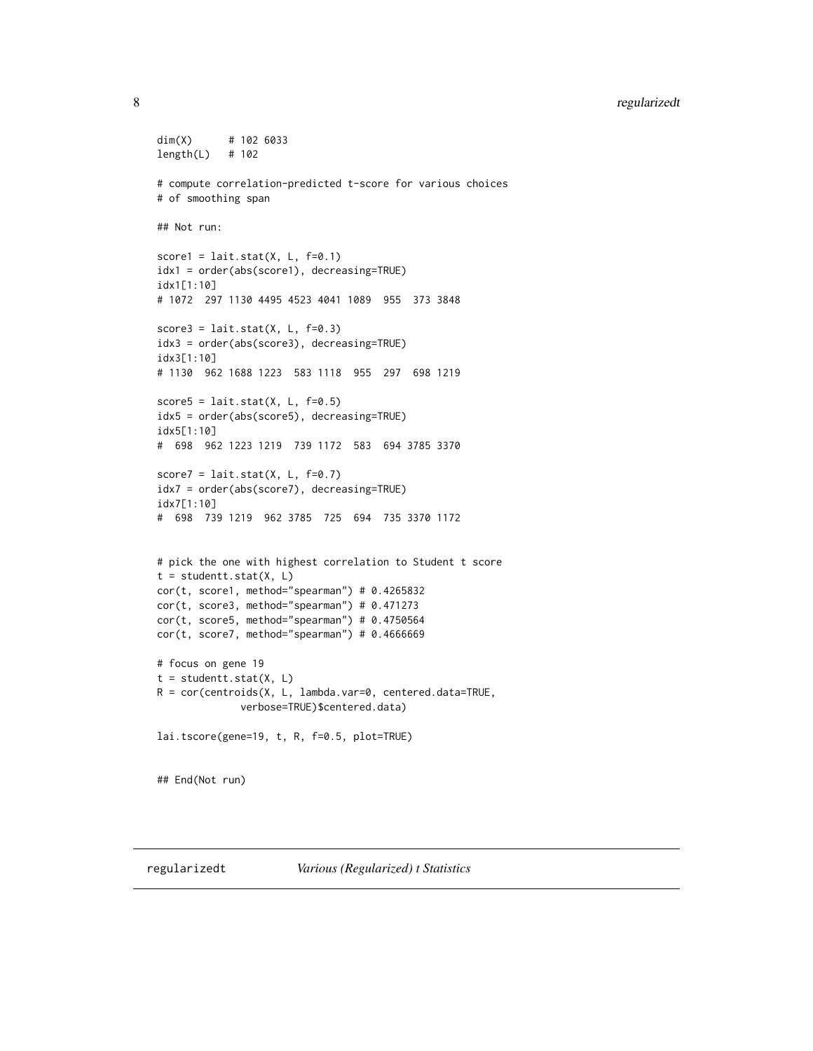```
dim(X)      # 102 6033
length(L)   # 102

# compute correlation-predicted t-score for various choices
# of smoothing span

## Not run:

score1 = lait.stat(X, L, f=0.1)
idx1 = order(abs(score1), decreasing=TRUE)
idx1[1:10]
# 1072  297 1130 4495 4523 4041 1089  955  373 3848

score3 = lait.stat(X, L, f=0.3)
idx3 = order(abs(score3), decreasing=TRUE)
idx3[1:10]
# 1130  962 1688 1223  583 1118  955  297  698 1219

score5 = lait.stat(X, L, f=0.5)
idx5 = order(abs(score5), decreasing=TRUE)
idx5[1:10]
#  698  962 1223 1219  739 1172  583  694 3785 3370

score7 = lait.stat(X, L, f=0.7)
idx7 = order(abs(score7), decreasing=TRUE)
idx7[1:10]
#  698  739 1219  962 3785  725  694  735 3370 1172


# pick the one with highest correlation to Student t score
t = studentt.stat(X, L)
cor(t, score1, method="spearman") # 0.4265832
cor(t, score3, method="spearman") # 0.471273
cor(t, score5, method="spearman") # 0.4750564
cor(t, score7, method="spearman") # 0.4666669

# focus on gene 19
t = studentt.stat(X, L)
R = cor(centroids(X, L, lambda.var=0, centered.data=TRUE,
             verbose=TRUE)$centered.data)

lai.tscore(gene=19, t, R, f=0.5, plot=TRUE)


## End(Not run)
```

---

regularizedt    *Various (Regularized) t Statistics*

---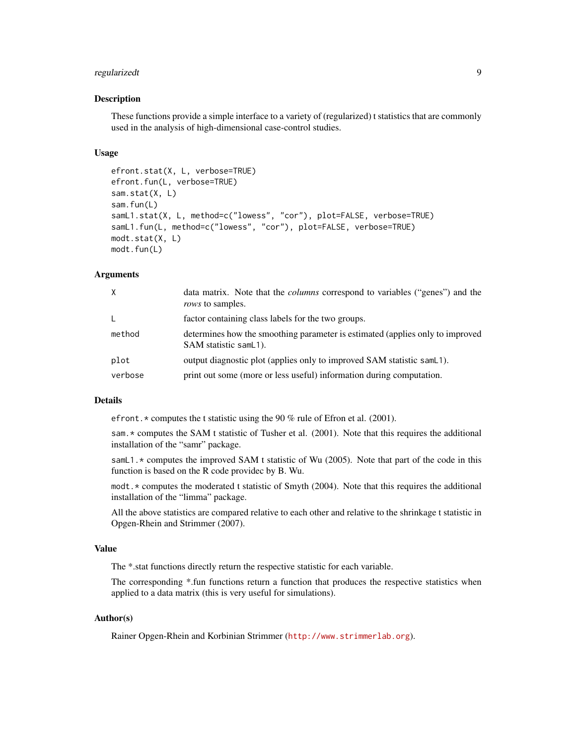## Description

These functions provide a simple interface to a variety of (regularized) t statistics that are commonly used in the analysis of high-dimensional case-control studies.

## Usage

```
efront.stat(X, L, verbose=TRUE)
efront.fun(L, verbose=TRUE)
sam.stat(X, L)
sam.fun(L)
samL1.stat(X, L, method=c("lowess", "cor"), plot=FALSE, verbose=TRUE)
samL1.fun(L, method=c("lowess", "cor"), plot=FALSE, verbose=TRUE)
modt.stat(X, L)
modt.fun(L)
```

## Arguments

| | |
|---|---|
| `X` | data matrix. Note that the *columns* correspond to variables ("genes") and the *rows* to samples. |
| `L` | factor containing class labels for the two groups. |
| `method` | determines how the smoothing parameter is estimated (applies only to improved SAM statistic `samL1`). |
| `plot` | output diagnostic plot (applies only to improved SAM statistic `samL1`). |
| `verbose` | print out some (more or less useful) information during computation. |

## Details

`efront.*` computes the t statistic using the 90 % rule of Efron et al. (2001).

`sam.*` computes the SAM t statistic of Tusher et al. (2001). Note that this requires the additional installation of the "samr" package.

`samL1.*` computes the improved SAM t statistic of Wu (2005). Note that part of the code in this function is based on the R code providec by B. Wu.

`modt.*` computes the moderated t statistic of Smyth (2004). Note that this requires the additional installation of the "limma" package.

All the above statistics are compared relative to each other and relative to the shrinkage t statistic in Opgen-Rhein and Strimmer (2007).

## Value

The *.stat functions directly return the respective statistic for each variable.

The corresponding *.fun functions return a function that produces the respective statistics when applied to a data matrix (this is very useful for simulations).

## Author(s)

Rainer Opgen-Rhein and Korbinian Strimmer (http://www.strimmerlab.org).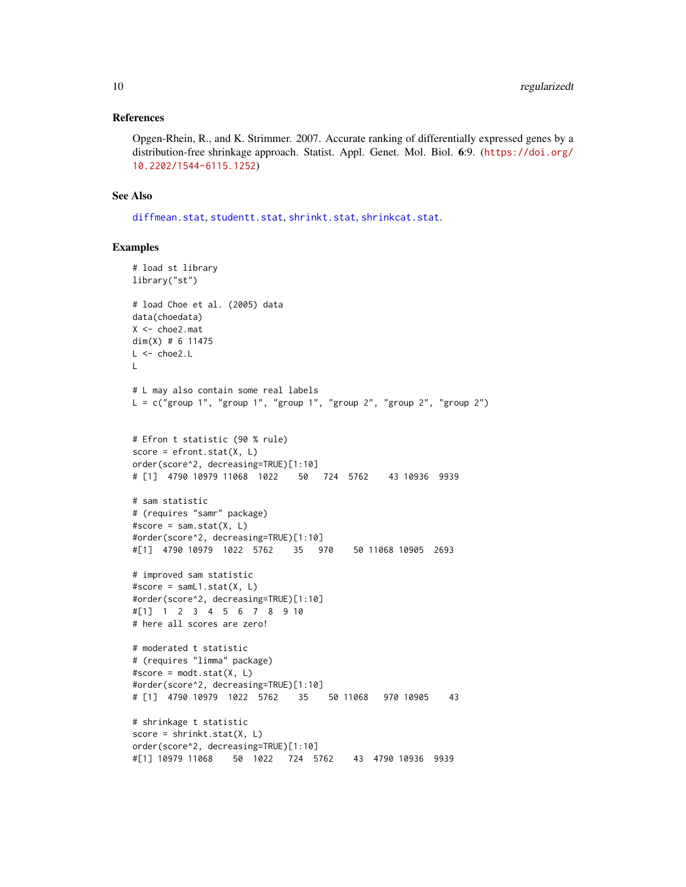## References

Opgen-Rhein, R., and K. Strimmer. 2007. Accurate ranking of differentially expressed genes by a distribution-free shrinkage approach. Statist. Appl. Genet. Mol. Biol. **6**:9. (https://doi.org/10.2202/1544-6115.1252)

## See Also

diffmean.stat, studentt.stat, shrinkt.stat, shrinkcat.stat.

## Examples

```
# load st library
library("st")

# load Choe et al. (2005) data
data(choedata)
X <- choe2.mat
dim(X) # 6 11475
L <- choe2.L
L

# L may also contain some real labels
L = c("group 1", "group 1", "group 1", "group 2", "group 2", "group 2")


# Efron t statistic (90 % rule)
score = efront.stat(X, L)
order(score^2, decreasing=TRUE)[1:10]
# [1]  4790 10979 11068  1022    50   724  5762    43 10936  9939

# sam statistic
# (requires "samr" package)
#score = sam.stat(X, L)
#order(score^2, decreasing=TRUE)[1:10]
#[1]  4790 10979  1022  5762    35   970    50 11068 10905  2693

# improved sam statistic
#score = samL1.stat(X, L)
#order(score^2, decreasing=TRUE)[1:10]
#[1]  1  2  3  4  5  6  7  8  9 10
# here all scores are zero!

# moderated t statistic
# (requires "limma" package)
#score = modt.stat(X, L)
#order(score^2, decreasing=TRUE)[1:10]
# [1]  4790 10979  1022  5762    35    50 11068   970 10905    43

# shrinkage t statistic
score = shrinkt.stat(X, L)
order(score^2, decreasing=TRUE)[1:10]
#[1] 10979 11068    50  1022   724  5762    43  4790 10936  9939
```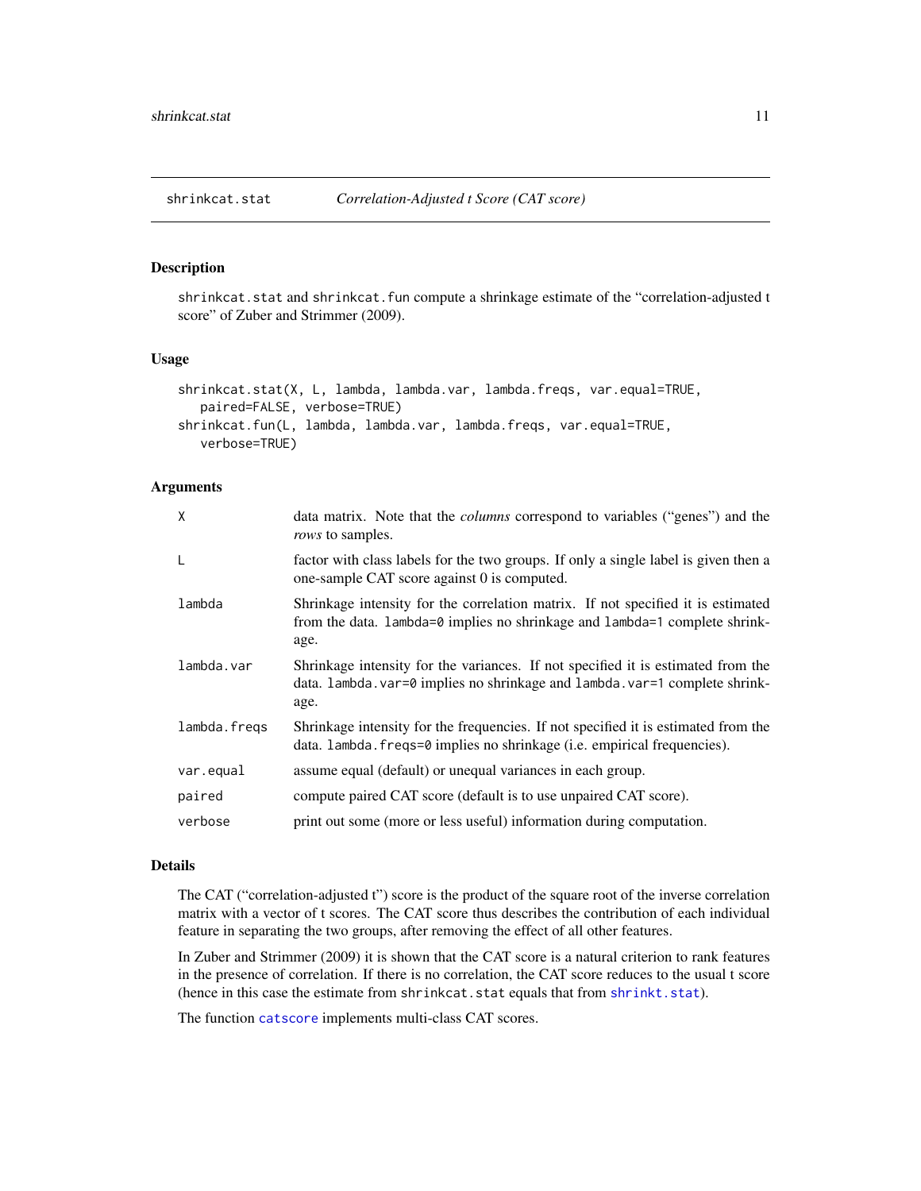## shrinkcat.stat — *Correlation-Adjusted t Score (CAT score)*

### Description

shrinkcat.stat and shrinkcat.fun compute a shrinkage estimate of the "correlation-adjusted t score" of Zuber and Strimmer (2009).

### Usage

```
shrinkcat.stat(X, L, lambda, lambda.var, lambda.freqs, var.equal=TRUE,
   paired=FALSE, verbose=TRUE)
shrinkcat.fun(L, lambda, lambda.var, lambda.freqs, var.equal=TRUE,
   verbose=TRUE)
```

### Arguments

| | |
|---|---|
| X | data matrix. Note that the *columns* correspond to variables ("genes") and the *rows* to samples. |
| L | factor with class labels for the two groups. If only a single label is given then a one-sample CAT score against 0 is computed. |
| lambda | Shrinkage intensity for the correlation matrix. If not specified it is estimated from the data. lambda=0 implies no shrinkage and lambda=1 complete shrinkage. |
| lambda.var | Shrinkage intensity for the variances. If not specified it is estimated from the data. lambda.var=0 implies no shrinkage and lambda.var=1 complete shrinkage. |
| lambda.freqs | Shrinkage intensity for the frequencies. If not specified it is estimated from the data. lambda.freqs=0 implies no shrinkage (i.e. empirical frequencies). |
| var.equal | assume equal (default) or unequal variances in each group. |
| paired | compute paired CAT score (default is to use unpaired CAT score). |
| verbose | print out some (more or less useful) information during computation. |

### Details

The CAT ("correlation-adjusted t") score is the product of the square root of the inverse correlation matrix with a vector of t scores. The CAT score thus describes the contribution of each individual feature in separating the two groups, after removing the effect of all other features.

In Zuber and Strimmer (2009) it is shown that the CAT score is a natural criterion to rank features in the presence of correlation. If there is no correlation, the CAT score reduces to the usual t score (hence in this case the estimate from shrinkcat.stat equals that from shrinkt.stat).

The function catscore implements multi-class CAT scores.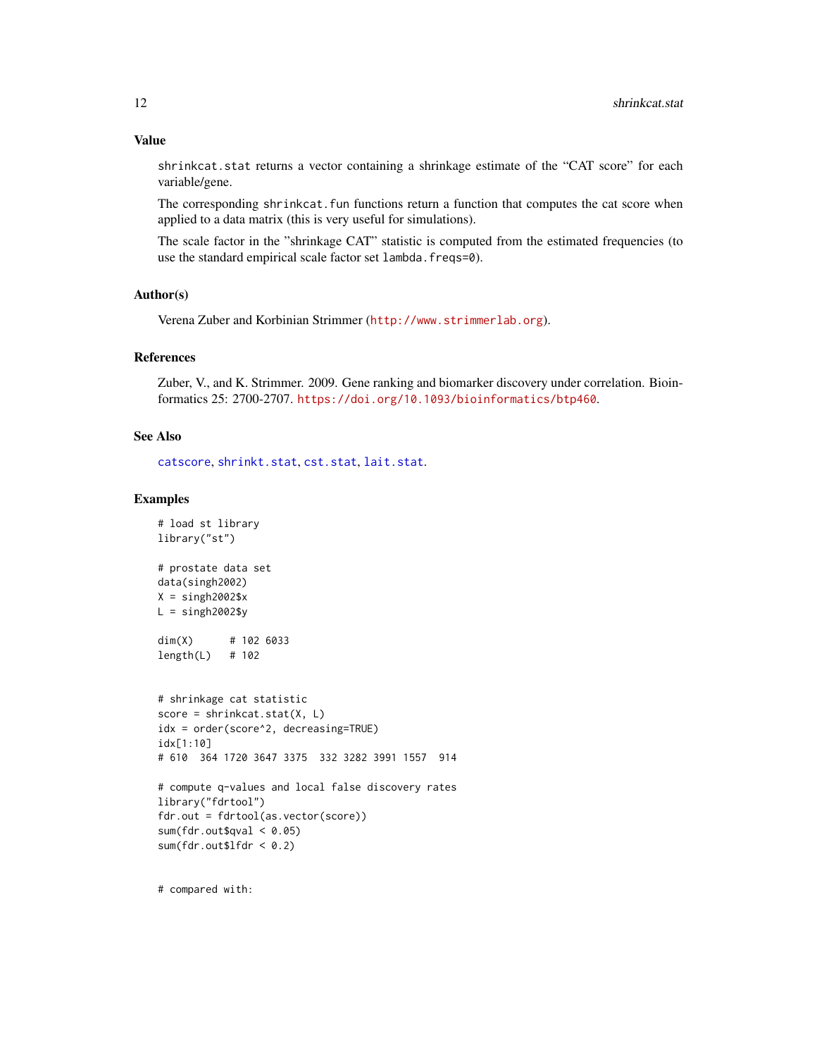## Value

`shrinkcat.stat` returns a vector containing a shrinkage estimate of the "CAT score" for each variable/gene.

The corresponding `shrinkcat.fun` functions return a function that computes the cat score when applied to a data matrix (this is very useful for simulations).

The scale factor in the "shrinkage CAT" statistic is computed from the estimated frequencies (to use the standard empirical scale factor set `lambda.freqs=0`).

## Author(s)

Verena Zuber and Korbinian Strimmer (http://www.strimmerlab.org).

## References

Zuber, V., and K. Strimmer. 2009. Gene ranking and biomarker discovery under correlation. Bioinformatics 25: 2700-2707. https://doi.org/10.1093/bioinformatics/btp460.

## See Also

catscore, shrinkt.stat, cst.stat, lait.stat.

## Examples

```
# load st library
library("st")

# prostate data set
data(singh2002)
X = singh2002$x
L = singh2002$y

dim(X)      # 102 6033
length(L)   # 102


# shrinkage cat statistic
score = shrinkcat.stat(X, L)
idx = order(score^2, decreasing=TRUE)
idx[1:10]
# 610  364 1720 3647 3375  332 3282 3991 1557  914

# compute q-values and local false discovery rates
library("fdrtool")
fdr.out = fdrtool(as.vector(score))
sum(fdr.out$qval < 0.05)
sum(fdr.out$lfdr < 0.2)


# compared with:
```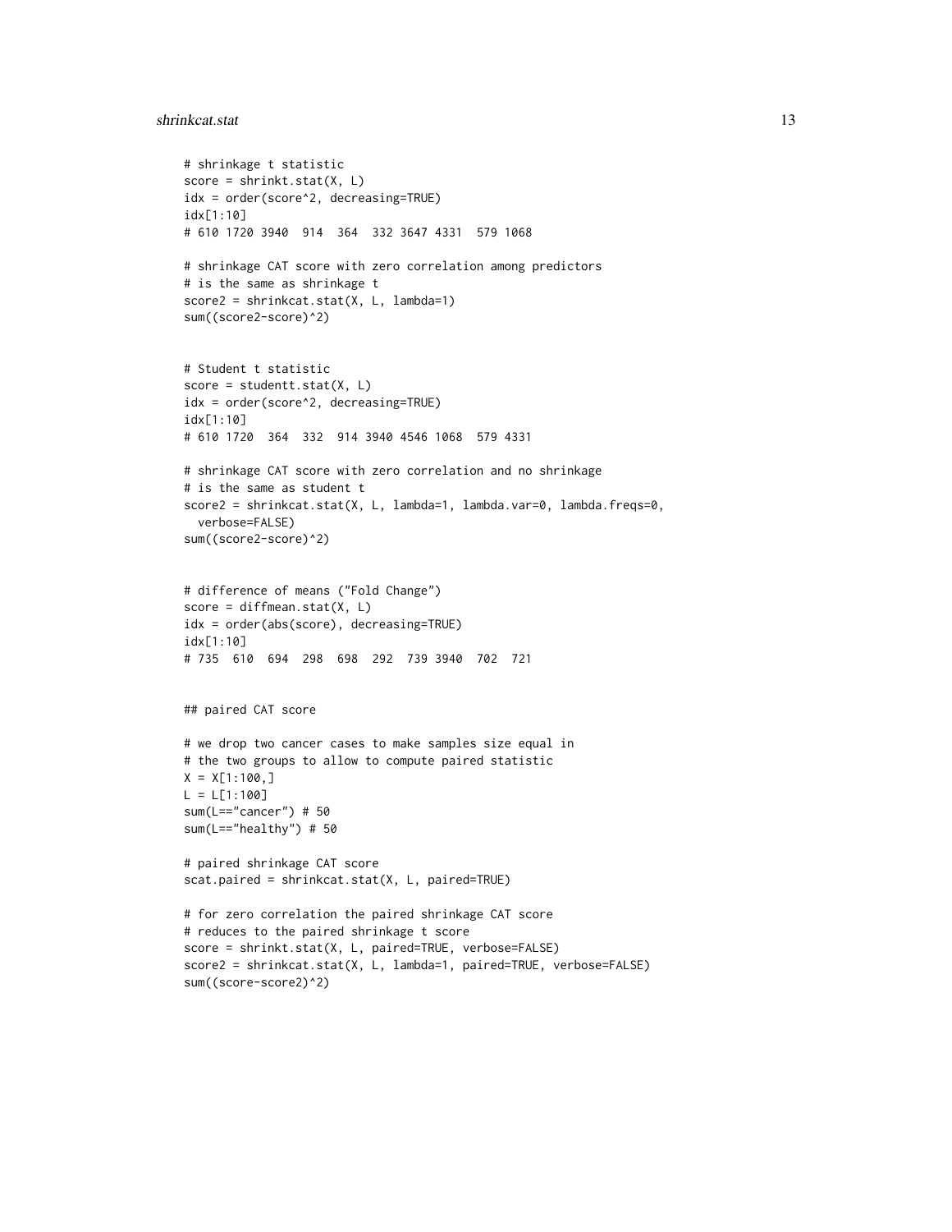```
# shrinkage t statistic
score = shrinkt.stat(X, L)
idx = order(score^2, decreasing=TRUE)
idx[1:10]
# 610 1720 3940  914  364  332 3647 4331  579 1068

# shrinkage CAT score with zero correlation among predictors
# is the same as shrinkage t
score2 = shrinkcat.stat(X, L, lambda=1)
sum((score2-score)^2)


# Student t statistic
score = studentt.stat(X, L)
idx = order(score^2, decreasing=TRUE)
idx[1:10]
# 610 1720  364  332  914 3940 4546 1068  579 4331

# shrinkage CAT score with zero correlation and no shrinkage
# is the same as student t
score2 = shrinkcat.stat(X, L, lambda=1, lambda.var=0, lambda.freqs=0,
  verbose=FALSE)
sum((score2-score)^2)


# difference of means ("Fold Change")
score = diffmean.stat(X, L)
idx = order(abs(score), decreasing=TRUE)
idx[1:10]
# 735  610  694  298  698  292  739 3940  702  721


## paired CAT score

# we drop two cancer cases to make samples size equal in
# the two groups to allow to compute paired statistic
X = X[1:100,]
L = L[1:100]
sum(L=="cancer") # 50
sum(L=="healthy") # 50

# paired shrinkage CAT score
scat.paired = shrinkcat.stat(X, L, paired=TRUE)

# for zero correlation the paired shrinkage CAT score
# reduces to the paired shrinkage t score
score = shrinkt.stat(X, L, paired=TRUE, verbose=FALSE)
score2 = shrinkcat.stat(X, L, lambda=1, paired=TRUE, verbose=FALSE)
sum((score-score2)^2)
```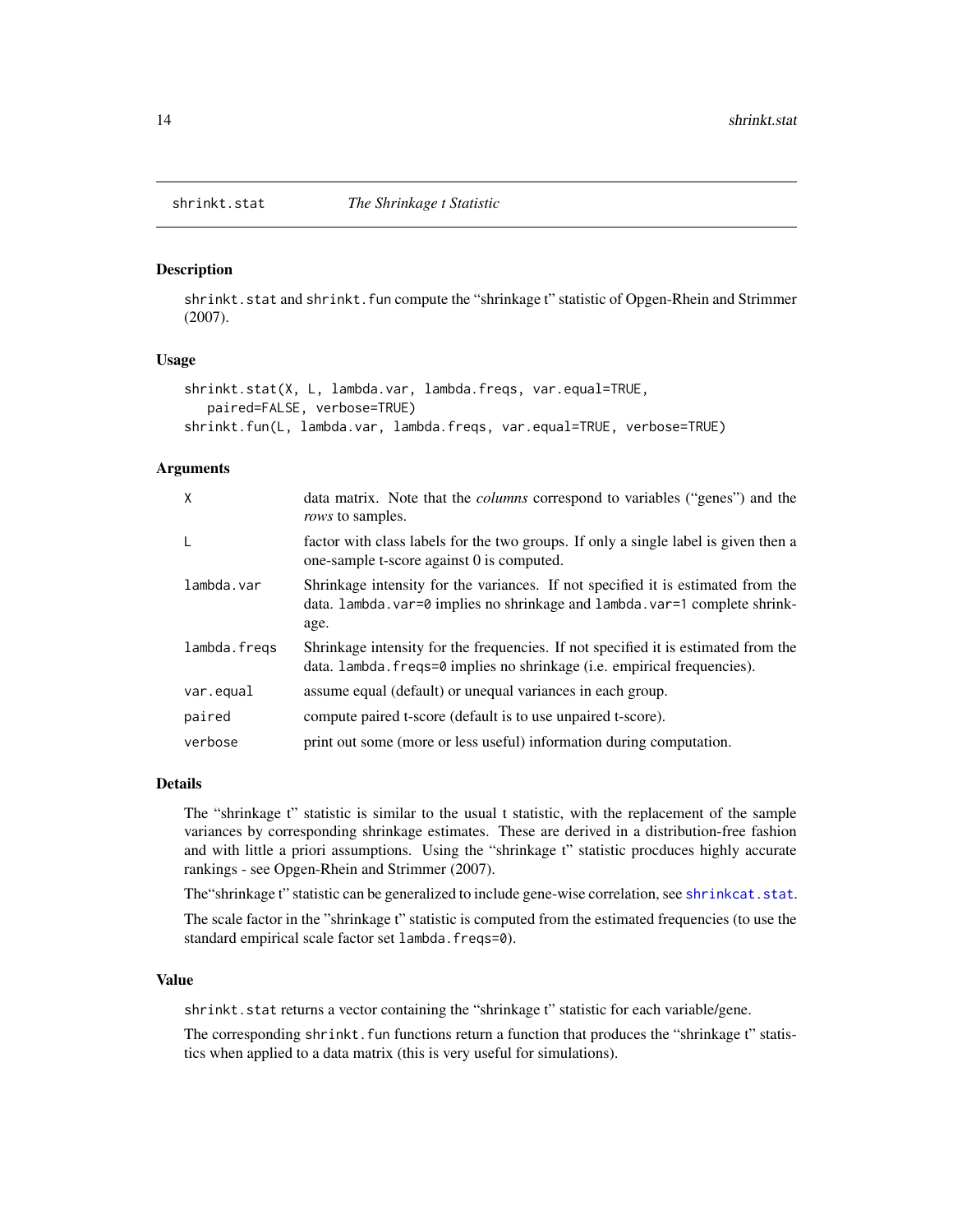shrinkt.stat *The Shrinkage t Statistic*

### Description

shrinkt.stat and shrinkt.fun compute the "shrinkage t" statistic of Opgen-Rhein and Strimmer (2007).

### Usage

```
shrinkt.stat(X, L, lambda.var, lambda.freqs, var.equal=TRUE,
   paired=FALSE, verbose=TRUE)
shrinkt.fun(L, lambda.var, lambda.freqs, var.equal=TRUE, verbose=TRUE)
```

### Arguments

| | |
|---|---|
| X | data matrix. Note that the *columns* correspond to variables ("genes") and the *rows* to samples. |
| L | factor with class labels for the two groups. If only a single label is given then a one-sample t-score against 0 is computed. |
| lambda.var | Shrinkage intensity for the variances. If not specified it is estimated from the data. lambda.var=0 implies no shrinkage and lambda.var=1 complete shrinkage. |
| lambda.freqs | Shrinkage intensity for the frequencies. If not specified it is estimated from the data. lambda.freqs=0 implies no shrinkage (i.e. empirical frequencies). |
| var.equal | assume equal (default) or unequal variances in each group. |
| paired | compute paired t-score (default is to use unpaired t-score). |
| verbose | print out some (more or less useful) information during computation. |

### Details

The "shrinkage t" statistic is similar to the usual t statistic, with the replacement of the sample variances by corresponding shrinkage estimates. These are derived in a distribution-free fashion and with little a priori assumptions. Using the "shrinkage t" statistic procduces highly accurate rankings - see Opgen-Rhein and Strimmer (2007).

The"shrinkage t" statistic can be generalized to include gene-wise correlation, see shrinkcat.stat.

The scale factor in the "shrinkage t" statistic is computed from the estimated frequencies (to use the standard empirical scale factor set lambda.freqs=0).

### Value

shrinkt.stat returns a vector containing the "shrinkage t" statistic for each variable/gene.

The corresponding shrinkt.fun functions return a function that produces the "shrinkage t" statistics when applied to a data matrix (this is very useful for simulations).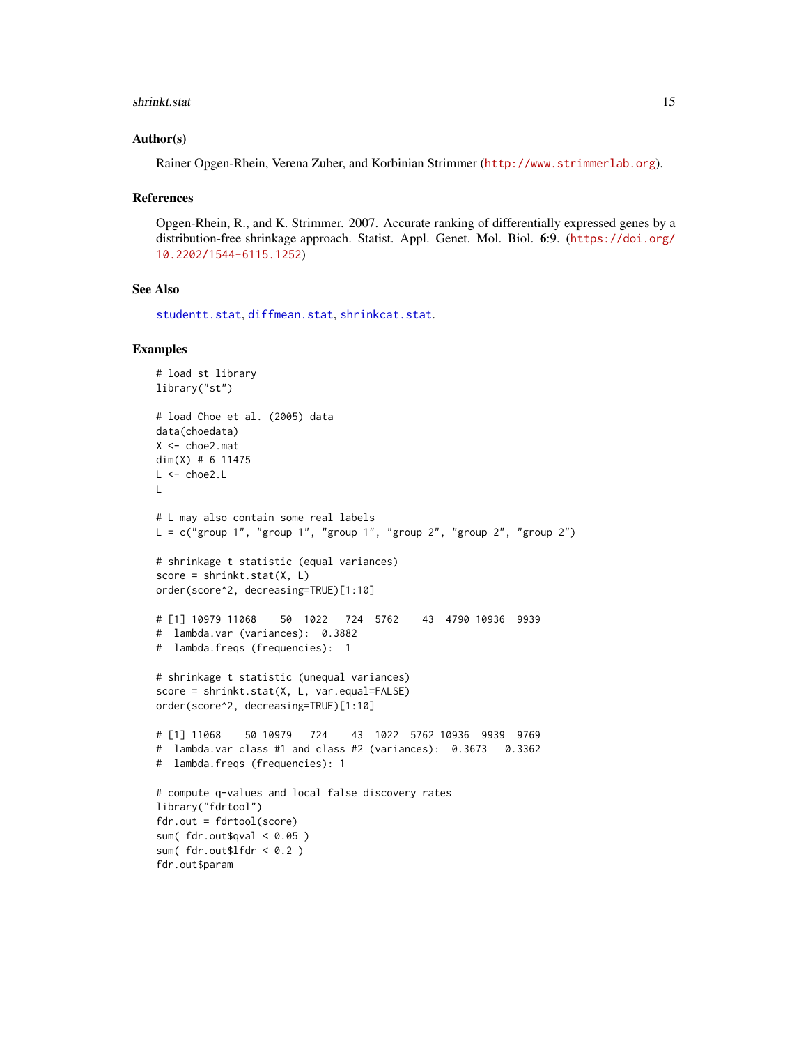## Author(s)

Rainer Opgen-Rhein, Verena Zuber, and Korbinian Strimmer (http://www.strimmerlab.org).

## References

Opgen-Rhein, R., and K. Strimmer. 2007. Accurate ranking of differentially expressed genes by a distribution-free shrinkage approach. Statist. Appl. Genet. Mol. Biol. **6**:9. (https://doi.org/10.2202/1544-6115.1252)

## See Also

studentt.stat, diffmean.stat, shrinkcat.stat.

## Examples

```
# load st library
library("st")

# load Choe et al. (2005) data
data(choedata)
X <- choe2.mat
dim(X) # 6 11475
L <- choe2.L
L

# L may also contain some real labels
L = c("group 1", "group 1", "group 1", "group 2", "group 2", "group 2")

# shrinkage t statistic (equal variances)
score = shrinkt.stat(X, L)
order(score^2, decreasing=TRUE)[1:10]

# [1] 10979 11068    50  1022   724  5762    43  4790 10936  9939
#  lambda.var (variances):  0.3882
#  lambda.freqs (frequencies):  1

# shrinkage t statistic (unequal variances)
score = shrinkt.stat(X, L, var.equal=FALSE)
order(score^2, decreasing=TRUE)[1:10]

# [1] 11068    50 10979   724    43  1022  5762 10936  9939  9769
#  lambda.var class #1 and class #2 (variances):  0.3673   0.3362
#  lambda.freqs (frequencies): 1

# compute q-values and local false discovery rates
library("fdrtool")
fdr.out = fdrtool(score)
sum( fdr.out$qval < 0.05 )
sum( fdr.out$lfdr < 0.2 )
fdr.out$param
```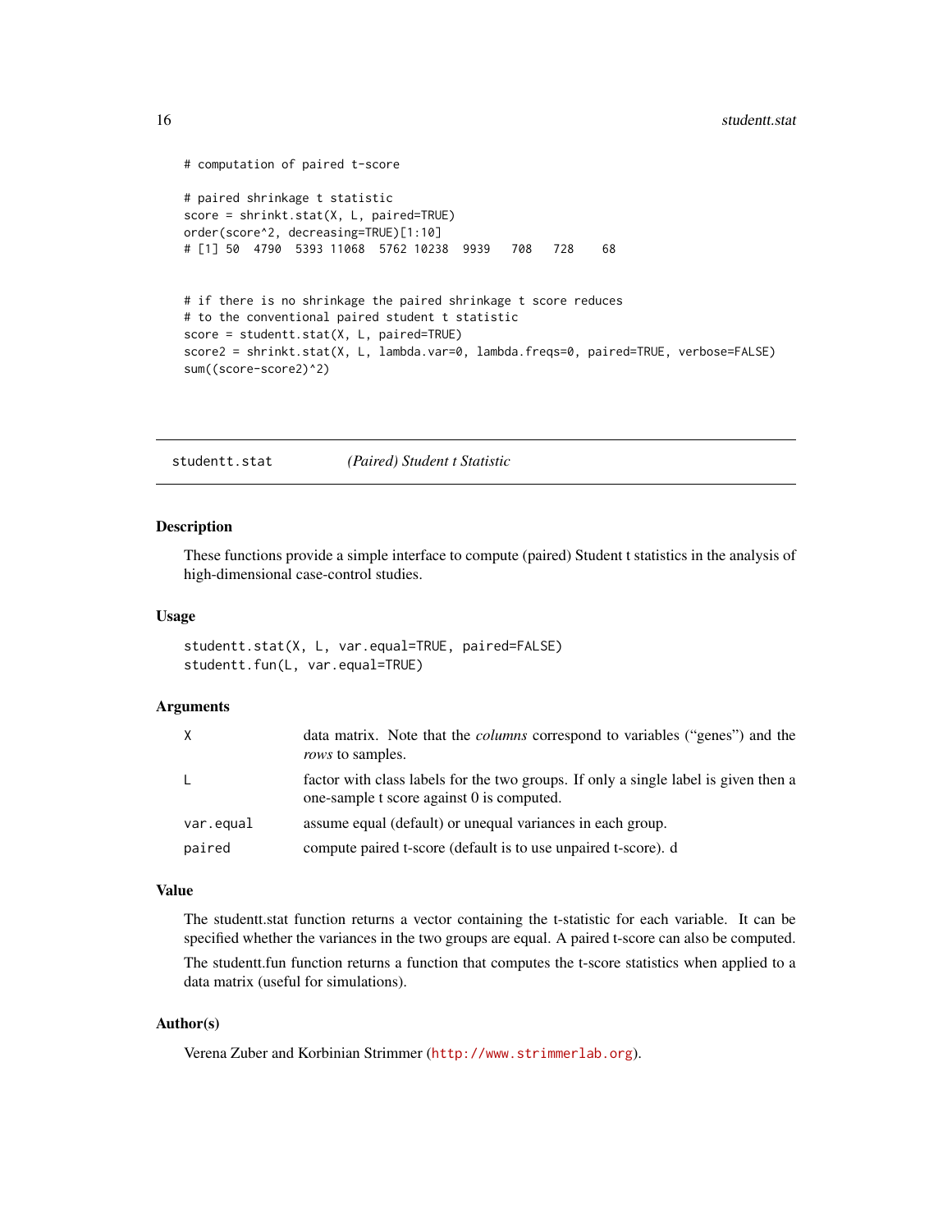```
# computation of paired t-score

# paired shrinkage t statistic
score = shrinkt.stat(X, L, paired=TRUE)
order(score^2, decreasing=TRUE)[1:10]
# [1] 50  4790  5393 11068  5762 10238  9939   708   728    68


# if there is no shrinkage the paired shrinkage t score reduces
# to the conventional paired student t statistic
score = studentt.stat(X, L, paired=TRUE)
score2 = shrinkt.stat(X, L, lambda.var=0, lambda.freqs=0, paired=TRUE, verbose=FALSE)
sum((score-score2)^2)
```

---

## studentt.stat *(Paired) Student t Statistic*

### Description

These functions provide a simple interface to compute (paired) Student t statistics in the analysis of high-dimensional case-control studies.

### Usage

```
studentt.stat(X, L, var.equal=TRUE, paired=FALSE)
studentt.fun(L, var.equal=TRUE)
```

### Arguments

| | |
|---|---|
| `X` | data matrix. Note that the *columns* correspond to variables ("genes") and the *rows* to samples. |
| `L` | factor with class labels for the two groups. If only a single label is given then a one-sample t score against 0 is computed. |
| `var.equal` | assume equal (default) or unequal variances in each group. |
| `paired` | compute paired t-score (default is to use unpaired t-score). d |

### Value

The studentt.stat function returns a vector containing the t-statistic for each variable. It can be specified whether the variances in the two groups are equal. A paired t-score can also be computed.

The studentt.fun function returns a function that computes the t-score statistics when applied to a data matrix (useful for simulations).

### Author(s)

Verena Zuber and Korbinian Strimmer (http://www.strimmerlab.org).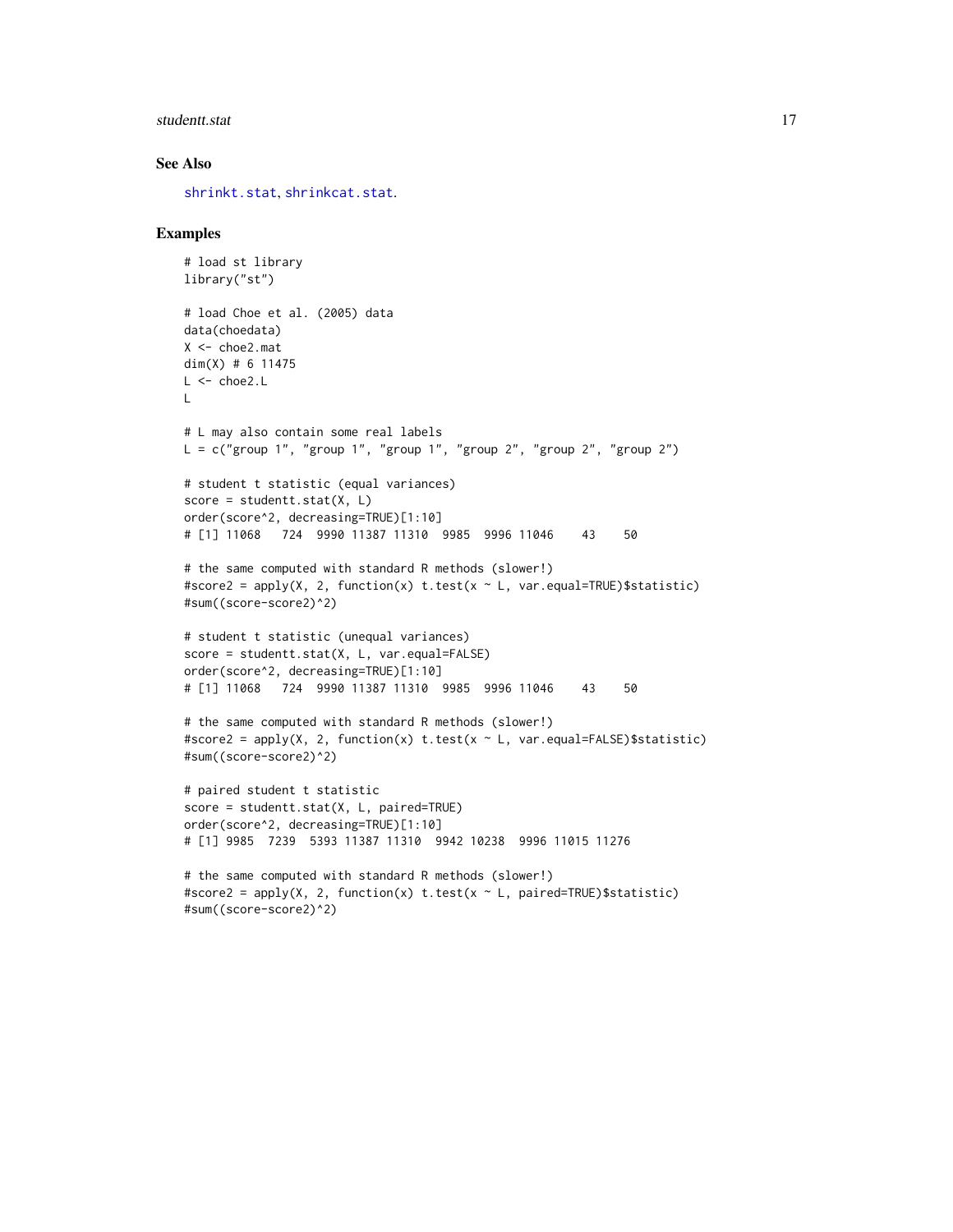## See Also

shrinkt.stat, shrinkcat.stat.

## Examples

```
# load st library
library("st")

# load Choe et al. (2005) data
data(choedata)
X <- choe2.mat
dim(X) # 6 11475
L <- choe2.L
L

# L may also contain some real labels
L = c("group 1", "group 1", "group 1", "group 2", "group 2", "group 2")

# student t statistic (equal variances)
score = studentt.stat(X, L)
order(score^2, decreasing=TRUE)[1:10]
# [1] 11068   724  9990 11387 11310  9985  9996 11046    43    50

# the same computed with standard R methods (slower!)
#score2 = apply(X, 2, function(x) t.test(x ~ L, var.equal=TRUE)$statistic)
#sum((score-score2)^2)

# student t statistic (unequal variances)
score = studentt.stat(X, L, var.equal=FALSE)
order(score^2, decreasing=TRUE)[1:10]
# [1] 11068   724  9990 11387 11310  9985  9996 11046    43    50

# the same computed with standard R methods (slower!)
#score2 = apply(X, 2, function(x) t.test(x ~ L, var.equal=FALSE)$statistic)
#sum((score-score2)^2)

# paired student t statistic
score = studentt.stat(X, L, paired=TRUE)
order(score^2, decreasing=TRUE)[1:10]
# [1] 9985  7239  5393 11387 11310  9942 10238  9996 11015 11276

# the same computed with standard R methods (slower!)
#score2 = apply(X, 2, function(x) t.test(x ~ L, paired=TRUE)$statistic)
#sum((score-score2)^2)
```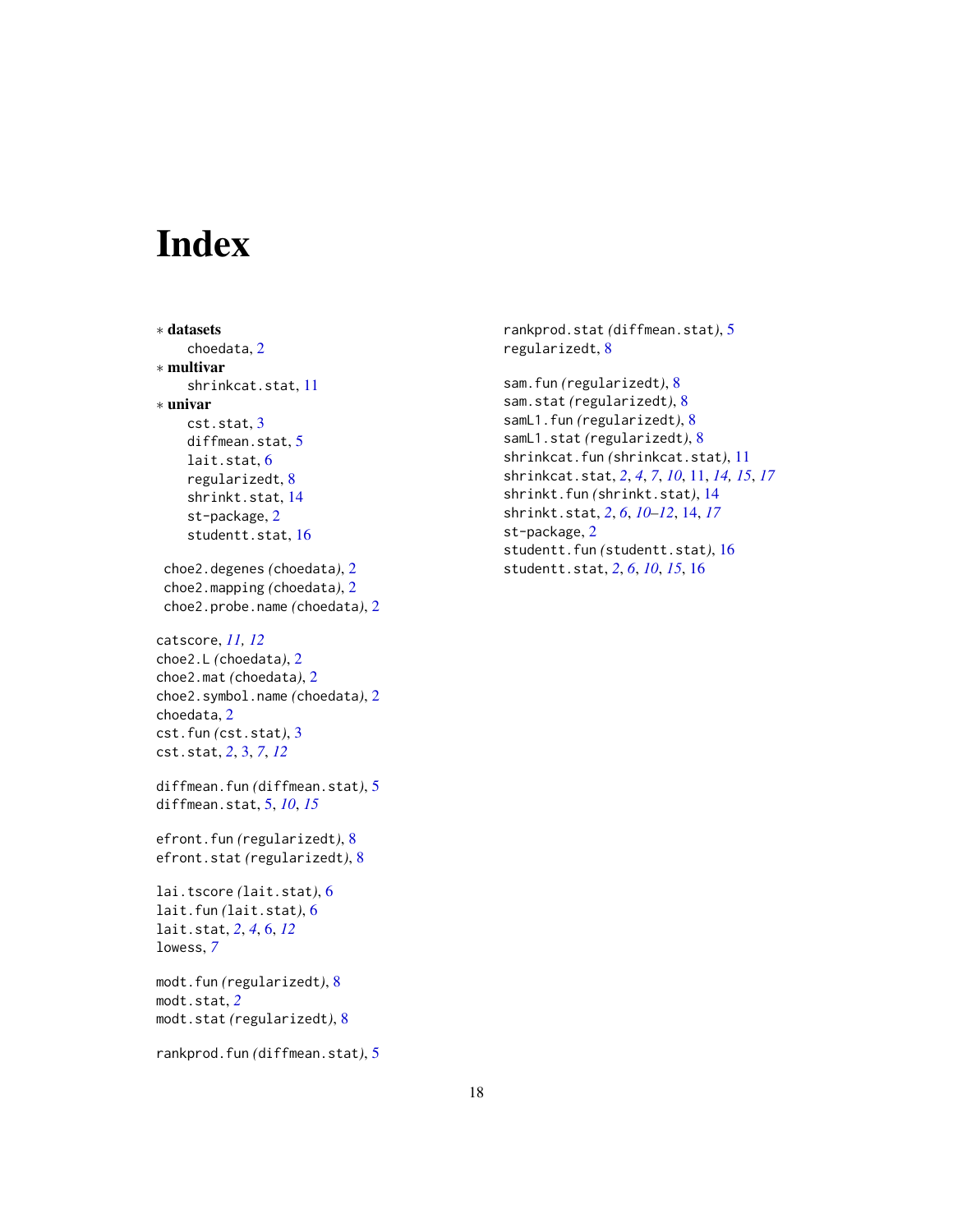# Index

∗ **datasets**
    choedata, 2
∗ **multivar**
    shrinkcat.stat, 11
∗ **univar**
    cst.stat, 3
    diffmean.stat, 5
    lait.stat, 6
    regularizedt, 8
    shrinkt.stat, 14
    st-package, 2
    studentt.stat, 16

choe2.degenes *(choedata)*, 2
choe2.mapping *(choedata)*, 2
choe2.probe.name *(choedata)*, 2

catscore, *11, 12*
choe2.L *(choedata)*, 2
choe2.mat *(choedata)*, 2
choe2.symbol.name *(choedata)*, 2
choedata, 2
cst.fun *(cst.stat)*, 3
cst.stat, *2*, 3, *7*, *12*

diffmean.fun *(diffmean.stat)*, 5
diffmean.stat, 5, *10*, *15*

efront.fun *(regularizedt)*, 8
efront.stat *(regularizedt)*, 8

lai.tscore *(lait.stat)*, 6
lait.fun *(lait.stat)*, 6
lait.stat, *2*, *4*, 6, *12*
lowess, *7*

modt.fun *(regularizedt)*, 8
modt.stat, *2*
modt.stat *(regularizedt)*, 8

rankprod.fun *(diffmean.stat)*, 5
rankprod.stat *(diffmean.stat)*, 5
regularizedt, 8

sam.fun *(regularizedt)*, 8
sam.stat *(regularizedt)*, 8
samL1.fun *(regularizedt)*, 8
samL1.stat *(regularizedt)*, 8
shrinkcat.fun *(shrinkcat.stat)*, 11
shrinkcat.stat, *2*, *4*, *7*, *10*, 11, *14, 15*, *17*
shrinkt.fun *(shrinkt.stat)*, 14
shrinkt.stat, *2*, *6*, *10–12*, 14, *17*
st-package, 2
studentt.fun *(studentt.stat)*, 16
studentt.stat, *2*, *6*, *10*, *15*, 16